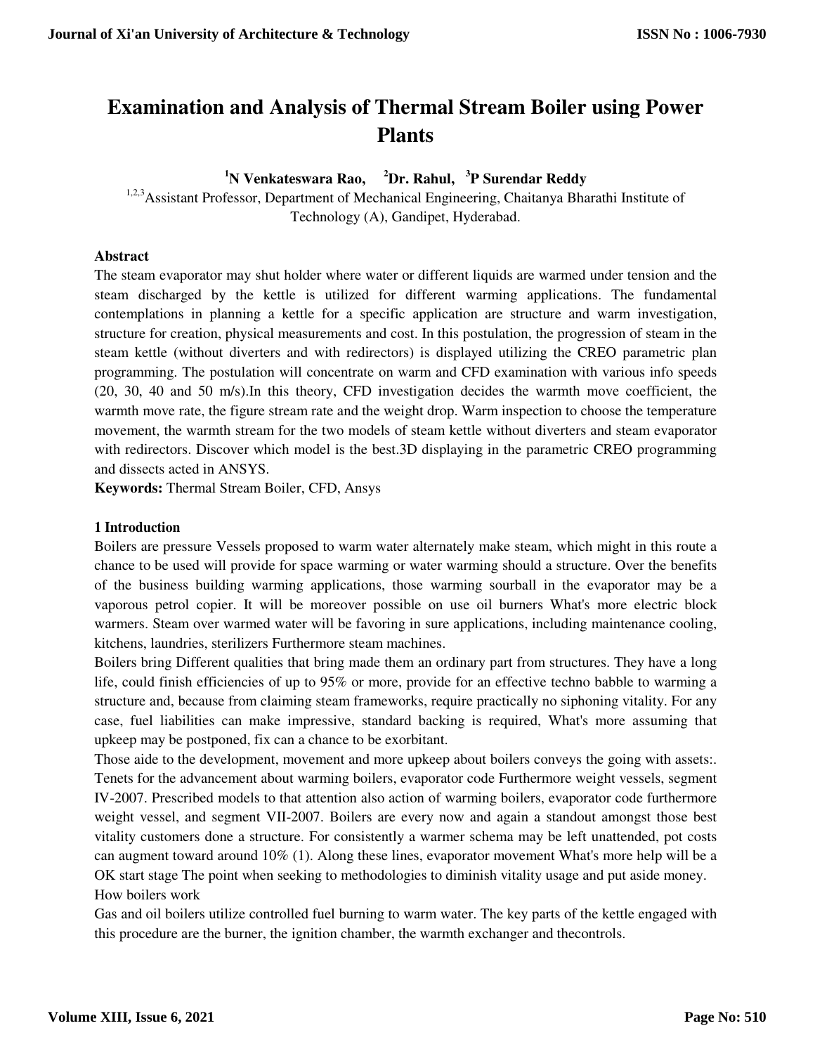# Examination and Analysis of Thermal Stream Boiler using Power Plants

**[1]N Venkateswara Rao, [2]Dr. Rahul, [3]P Surendar Reddy**

[1,2,3]Assistant Professor, Department of Mechanical Engineering, Chaitanya Bharathi Institute of Technology (A), Gandipet, Hyderabad.

**Abstract**

The steam evaporator may shut holder where water or different liquids are warmed under tension and the steam discharged by the kettle is utilized for different warming applications. The fundamental contemplations in planning a kettle for a specific application are structure and warm investigation, structure for creation, physical measurements and cost. In this postulation, the progression of steam in the steam kettle (without diverters and with redirectors) is displayed utilizing the CREO parametric plan programming. The postulation will concentrate on warm and CFD examination with various info speeds (20, 30, 40 and 50 m/s).In this theory, CFD investigation decides the warmth move coefficient, the warmth move rate, the figure stream rate and the weight drop. Warm inspection to choose the temperature movement, the warmth stream for the two models of steam kettle without diverters and steam evaporator with redirectors. Discover which model is the best.3D displaying in the parametric CREO programming and dissects acted in ANSYS.

**Keywords:** Thermal Stream Boiler, CFD, Ansys

## 1 Introduction

Boilers are pressure Vessels proposed to warm water alternately make steam, which might in this route a chance to be used will provide for space warming or water warming should a structure. Over the benefits of the business building warming applications, those warming sourball in the evaporator may be a vaporous petrol copier. It will be moreover possible on use oil burners What's more electric block warmers. Steam over warmed water will be favoring in sure applications, including maintenance cooling, kitchens, laundries, sterilizers Furthermore steam machines.

Boilers bring Different qualities that bring made them an ordinary part from structures. They have a long life, could finish efficiencies of up to 95% or more, provide for an effective techno babble to warming a structure and, because from claiming steam frameworks, require practically no siphoning vitality. For any case, fuel liabilities can make impressive, standard backing is required, What's more assuming that upkeep may be postponed, fix can a chance to be exorbitant.

Those aide to the development, movement and more upkeep about boilers conveys the going with assets:. Tenets for the advancement about warming boilers, evaporator code Furthermore weight vessels, segment IV-2007. Prescribed models to that attention also action of warming boilers, evaporator code furthermore weight vessel, and segment VII-2007. Boilers are every now and again a standout amongst those best vitality customers done a structure. For consistently a warmer schema may be left unattended, pot costs can augment toward around 10% (1). Along these lines, evaporator movement What's more help will be a OK start stage The point when seeking to methodologies to diminish vitality usage and put aside money.

How boilers work

Gas and oil boilers utilize controlled fuel burning to warm water. The key parts of the kettle engaged with this procedure are the burner, the ignition chamber, the warmth exchanger and thecontrols.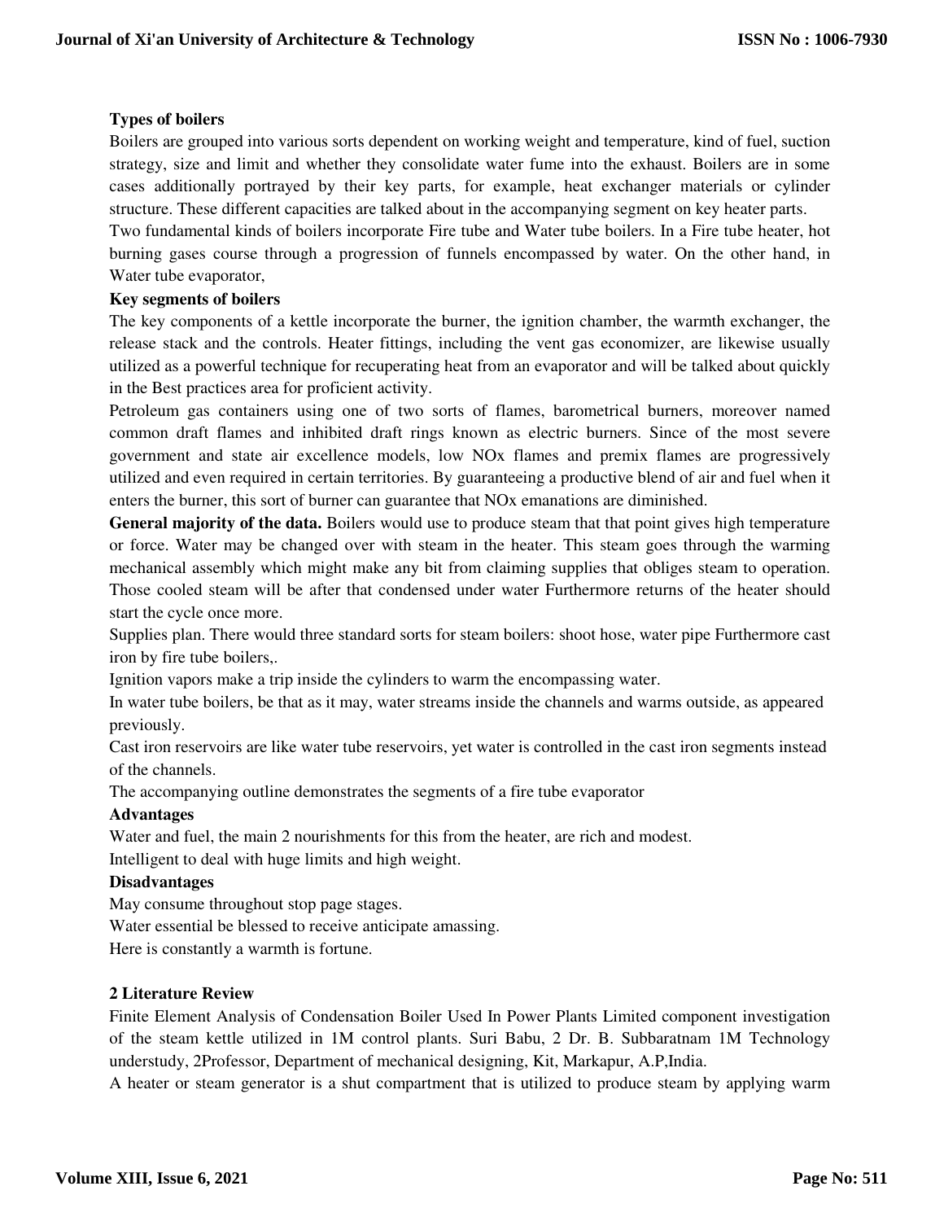**Types of boilers**

Boilers are grouped into various sorts dependent on working weight and temperature, kind of fuel, suction strategy, size and limit and whether they consolidate water fume into the exhaust. Boilers are in some cases additionally portrayed by their key parts, for example, heat exchanger materials or cylinder structure. These different capacities are talked about in the accompanying segment on key heater parts.

Two fundamental kinds of boilers incorporate Fire tube and Water tube boilers. In a Fire tube heater, hot burning gases course through a progression of funnels encompassed by water. On the other hand, in Water tube evaporator,

**Key segments of boilers**

The key components of a kettle incorporate the burner, the ignition chamber, the warmth exchanger, the release stack and the controls. Heater fittings, including the vent gas economizer, are likewise usually utilized as a powerful technique for recuperating heat from an evaporator and will be talked about quickly in the Best practices area for proficient activity.

Petroleum gas containers using one of two sorts of flames, barometrical burners, moreover named common draft flames and inhibited draft rings known as electric burners. Since of the most severe government and state air excellence models, low NOx flames and premix flames are progressively utilized and even required in certain territories. By guaranteeing a productive blend of air and fuel when it enters the burner, this sort of burner can guarantee that NOx emanations are diminished.

**General majority of the data.** Boilers would use to produce steam that that point gives high temperature or force. Water may be changed over with steam in the heater. This steam goes through the warming mechanical assembly which might make any bit from claiming supplies that obliges steam to operation. Those cooled steam will be after that condensed under water Furthermore returns of the heater should start the cycle once more.

Supplies plan. There would three standard sorts for steam boilers: shoot hose, water pipe Furthermore cast iron by fire tube boilers,.

Ignition vapors make a trip inside the cylinders to warm the encompassing water.

In water tube boilers, be that as it may, water streams inside the channels and warms outside, as appeared previously.

Cast iron reservoirs are like water tube reservoirs, yet water is controlled in the cast iron segments instead of the channels.

The accompanying outline demonstrates the segments of a fire tube evaporator

**Advantages**

Water and fuel, the main 2 nourishments for this from the heater, are rich and modest.

Intelligent to deal with huge limits and high weight.

**Disadvantages**

May consume throughout stop page stages.

Water essential be blessed to receive anticipate amassing.

Here is constantly a warmth is fortune.

## 2 Literature Review

Finite Element Analysis of Condensation Boiler Used In Power Plants Limited component investigation of the steam kettle utilized in 1M control plants. Suri Babu, 2 Dr. B. Subbaratnam 1M Technology understudy, 2Professor, Department of mechanical designing, Kit, Markapur, A.P,India.

A heater or steam generator is a shut compartment that is utilized to produce steam by applying warm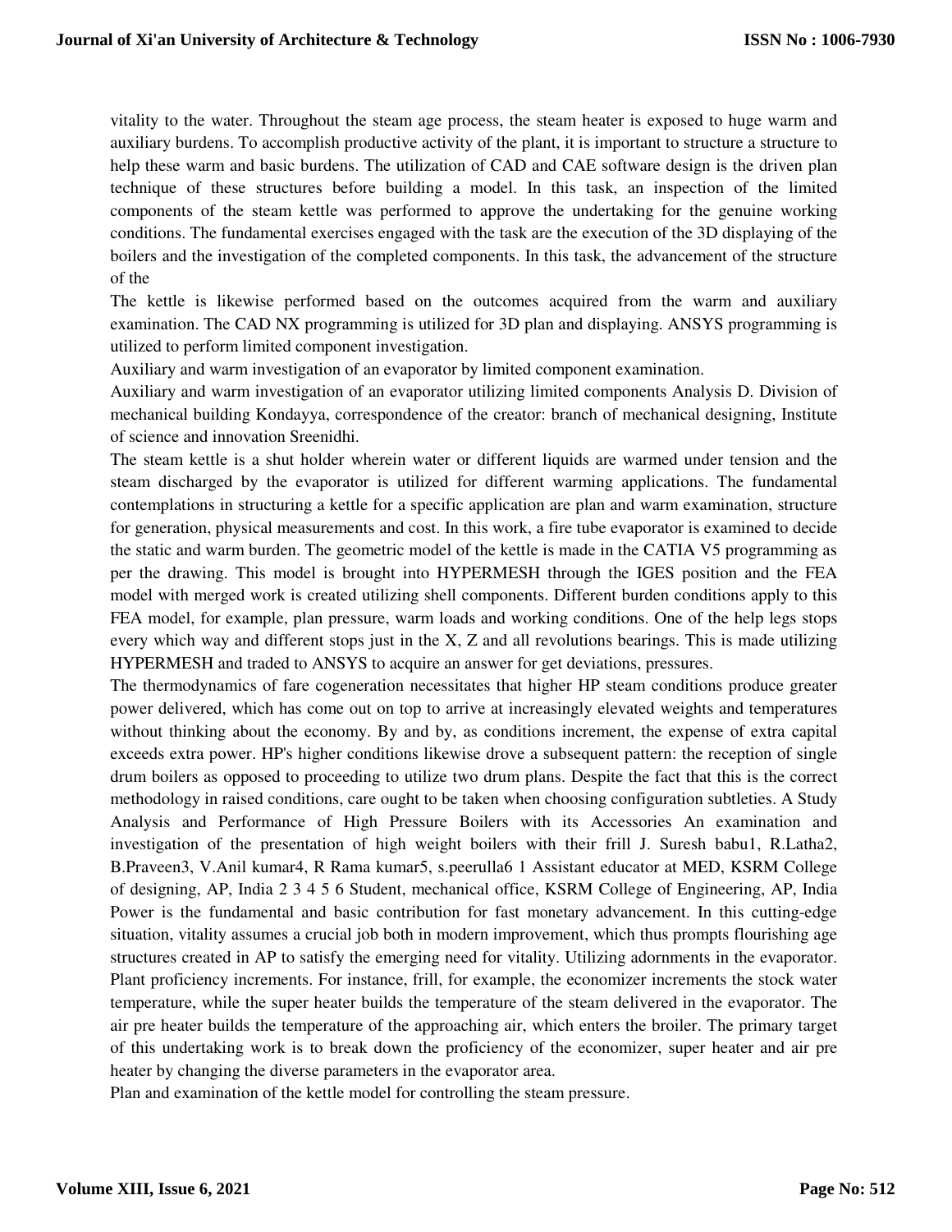vitality to the water. Throughout the steam age process, the steam heater is exposed to huge warm and auxiliary burdens. To accomplish productive activity of the plant, it is important to structure a structure to help these warm and basic burdens. The utilization of CAD and CAE software design is the driven plan technique of these structures before building a model. In this task, an inspection of the limited components of the steam kettle was performed to approve the undertaking for the genuine working conditions. The fundamental exercises engaged with the task are the execution of the 3D displaying of the boilers and the investigation of the completed components. In this task, the advancement of the structure of the

The kettle is likewise performed based on the outcomes acquired from the warm and auxiliary examination. The CAD NX programming is utilized for 3D plan and displaying. ANSYS programming is utilized to perform limited component investigation.

Auxiliary and warm investigation of an evaporator by limited component examination.

Auxiliary and warm investigation of an evaporator utilizing limited components Analysis D. Division of mechanical building Kondayya, correspondence of the creator: branch of mechanical designing, Institute of science and innovation Sreenidhi.

The steam kettle is a shut holder wherein water or different liquids are warmed under tension and the steam discharged by the evaporator is utilized for different warming applications. The fundamental contemplations in structuring a kettle for a specific application are plan and warm examination, structure for generation, physical measurements and cost. In this work, a fire tube evaporator is examined to decide the static and warm burden. The geometric model of the kettle is made in the CATIA V5 programming as per the drawing. This model is brought into HYPERMESH through the IGES position and the FEA model with merged work is created utilizing shell components. Different burden conditions apply to this FEA model, for example, plan pressure, warm loads and working conditions. One of the help legs stops every which way and different stops just in the X, Z and all revolutions bearings. This is made utilizing HYPERMESH and traded to ANSYS to acquire an answer for get deviations, pressures.

The thermodynamics of fare cogeneration necessitates that higher HP steam conditions produce greater power delivered, which has come out on top to arrive at increasingly elevated weights and temperatures without thinking about the economy. By and by, as conditions increment, the expense of extra capital exceeds extra power. HP's higher conditions likewise drove a subsequent pattern: the reception of single drum boilers as opposed to proceeding to utilize two drum plans. Despite the fact that this is the correct methodology in raised conditions, care ought to be taken when choosing configuration subtleties. A Study Analysis and Performance of High Pressure Boilers with its Accessories An examination and investigation of the presentation of high weight boilers with their frill J. Suresh babu1, R.Latha2, B.Praveen3, V.Anil kumar4, R Rama kumar5, s.peerulla6 1 Assistant educator at MED, KSRM College of designing, AP, India 2 3 4 5 6 Student, mechanical office, KSRM College of Engineering, AP, India Power is the fundamental and basic contribution for fast monetary advancement. In this cutting-edge situation, vitality assumes a crucial job both in modern improvement, which thus prompts flourishing age structures created in AP to satisfy the emerging need for vitality. Utilizing adornments in the evaporator. Plant proficiency increments. For instance, frill, for example, the economizer increments the stock water temperature, while the super heater builds the temperature of the steam delivered in the evaporator. The air pre heater builds the temperature of the approaching air, which enters the broiler. The primary target of this undertaking work is to break down the proficiency of the economizer, super heater and air pre heater by changing the diverse parameters in the evaporator area.

Plan and examination of the kettle model for controlling the steam pressure.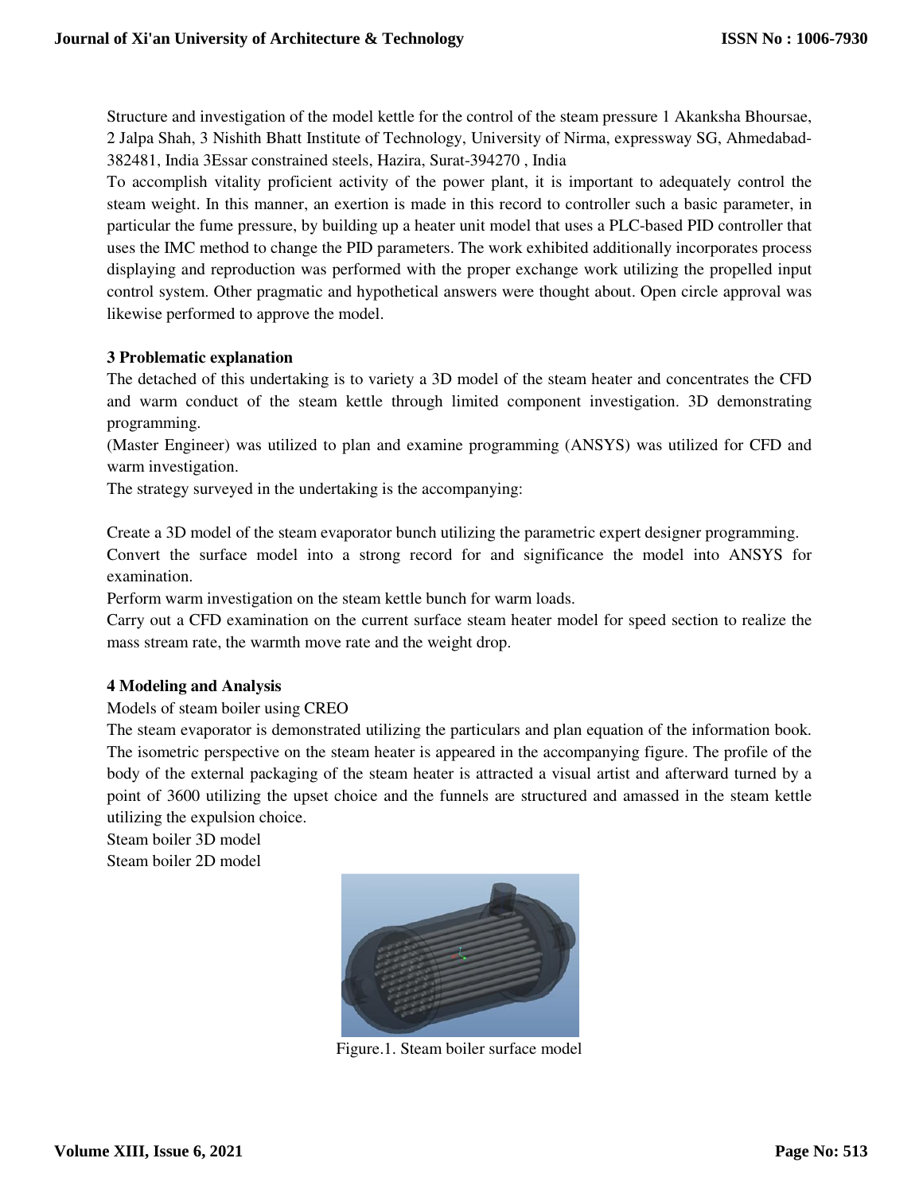Structure and investigation of the model kettle for the control of the steam pressure 1 Akanksha Bhoursae, 2 Jalpa Shah, 3 Nishith Bhatt Institute of Technology, University of Nirma, expressway SG, Ahmedabad-382481, India 3Essar constrained steels, Hazira, Surat-394270 , India

To accomplish vitality proficient activity of the power plant, it is important to adequately control the steam weight. In this manner, an exertion is made in this record to controller such a basic parameter, in particular the fume pressure, by building up a heater unit model that uses a PLC-based PID controller that uses the IMC method to change the PID parameters. The work exhibited additionally incorporates process displaying and reproduction was performed with the proper exchange work utilizing the propelled input control system. Other pragmatic and hypothetical answers were thought about. Open circle approval was likewise performed to approve the model.

## 3 Problematic explanation

The detached of this undertaking is to variety a 3D model of the steam heater and concentrates the CFD and warm conduct of the steam kettle through limited component investigation. 3D demonstrating programming.

(Master Engineer) was utilized to plan and examine programming (ANSYS) was utilized for CFD and warm investigation.

The strategy surveyed in the undertaking is the accompanying:

Create a 3D model of the steam evaporator bunch utilizing the parametric expert designer programming.

Convert the surface model into a strong record for and significance the model into ANSYS for examination.

Perform warm investigation on the steam kettle bunch for warm loads.

Carry out a CFD examination on the current surface steam heater model for speed section to realize the mass stream rate, the warmth move rate and the weight drop.

## 4 Modeling and Analysis

Models of steam boiler using CREO

The steam evaporator is demonstrated utilizing the particulars and plan equation of the information book. The isometric perspective on the steam heater is appeared in the accompanying figure. The profile of the body of the external packaging of the steam heater is attracted a visual artist and afterward turned by a point of 3600 utilizing the upset choice and the funnels are structured and amassed in the steam kettle utilizing the expulsion choice.

Steam boiler 3D model

Steam boiler 2D model

Figure.1. Steam boiler surface model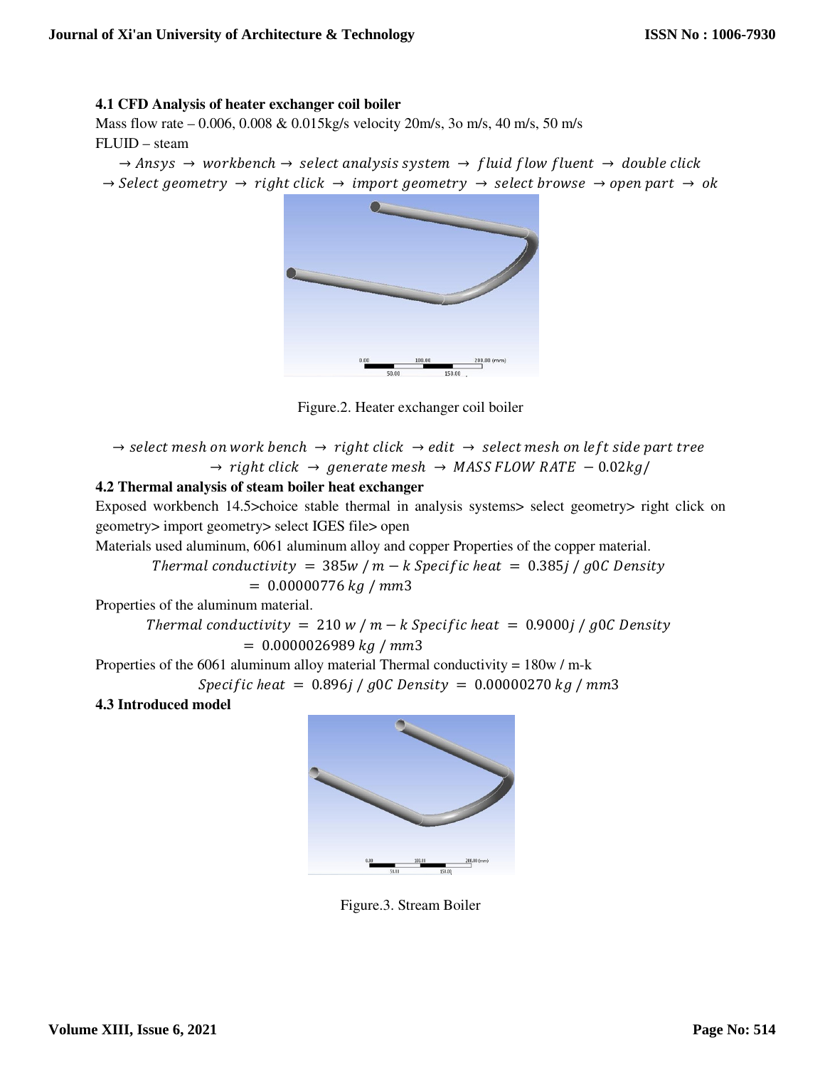### 4.1 CFD Analysis of heater exchanger coil boiler

Mass flow rate – 0.006, 0.008 & 0.015kg/s velocity 20m/s, 3o m/s, 40 m/s, 50 m/s

FLUID – steam

$\rightarrow Ansys \rightarrow workbench \rightarrow select\ analysis\ system \rightarrow fluid\ flow\ fluent \rightarrow double\ click \rightarrow Select\ geometry \rightarrow right\ click \rightarrow import\ geometry \rightarrow select\ browse \rightarrow open\ part \rightarrow ok$

Figure.2. Heater exchanger coil boiler

$\rightarrow select\ mesh\ on\ work\ bench \rightarrow right\ click \rightarrow edit \rightarrow select\ mesh\ on\ left\ side\ part\ tree \rightarrow right\ click \rightarrow generate\ mesh \rightarrow MASS\ FLOW\ RATE\ - 0.02kg/$

### 4.2 Thermal analysis of steam boiler heat exchanger

Exposed workbench 14.5>choice stable thermal in analysis systems> select geometry> right click on geometry> import geometry> select IGES file> open

Materials used aluminum, 6061 aluminum alloy and copper Properties of the copper material.

$$Thermal\ conductivity\ = 385w\ /\ m - k\ Specific\ heat\ = 0.385j\ /\ g0C\ Density\ = 0.00000776\ kg\ /\ mm3$$

Properties of the aluminum material.

$$Thermal\ conductivity\ = 210\ w\ /\ m - k\ Specific\ heat\ = 0.9000j\ /\ g0C\ Density\ = 0.0000026989\ kg\ /\ mm3$$

Properties of the 6061 aluminum alloy material Thermal conductivity = 180w / m-k

$$Specific\ heat\ = 0.896j\ /\ g0C\ Density\ = 0.00000270\ kg\ /\ mm3$$

### 4.3 Introduced model

Figure.3. Stream Boiler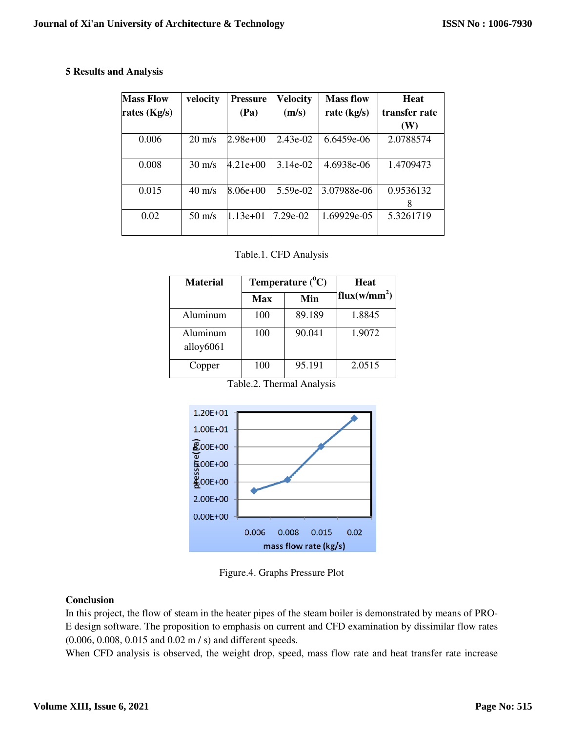### 5 Results and Analysis

| Mass Flow rates (Kg/s) | velocity | Pressure (Pa) | Velocity (m/s) | Mass flow rate (kg/s) | Heat transfer rate (W) |
|---|---|---|---|---|---|
| 0.006 | 20 m/s | 2.98e+00 | 2.43e-02 | 6.6459e-06 | 2.0788574 |
| 0.008 | 30 m/s | 4.21e+00 | 3.14e-02 | 4.6938e-06 | 1.4709473 |
| 0.015 | 40 m/s | 8.06e+00 | 5.59e-02 | 3.07988e-06 | 0.9536132 8 |
| 0.02 | 50 m/s | 1.13e+01 | 7.29e-02 | 1.69929e-05 | 5.3261719 |

Table.1. CFD Analysis

| Material | Temperature ($^0$C) | | Heat flux(w/mm$^2$) |
|---|---|---|---|
| | Max | Min | |
| Aluminum | 100 | 89.189 | 1.8845 |
| Aluminum alloy6061 | 100 | 90.041 | 1.9072 |
| Copper | 100 | 95.191 | 2.0515 |

Table.2. Thermal Analysis

Figure.4. Graphs Pressure Plot

**Conclusion**

In this project, the flow of steam in the heater pipes of the steam boiler is demonstrated by means of PRO-E design software. The proposition to emphasis on current and CFD examination by dissimilar flow rates (0.006, 0.008, 0.015 and 0.02 m / s) and different speeds.

When CFD analysis is observed, the weight drop, speed, mass flow rate and heat transfer rate increase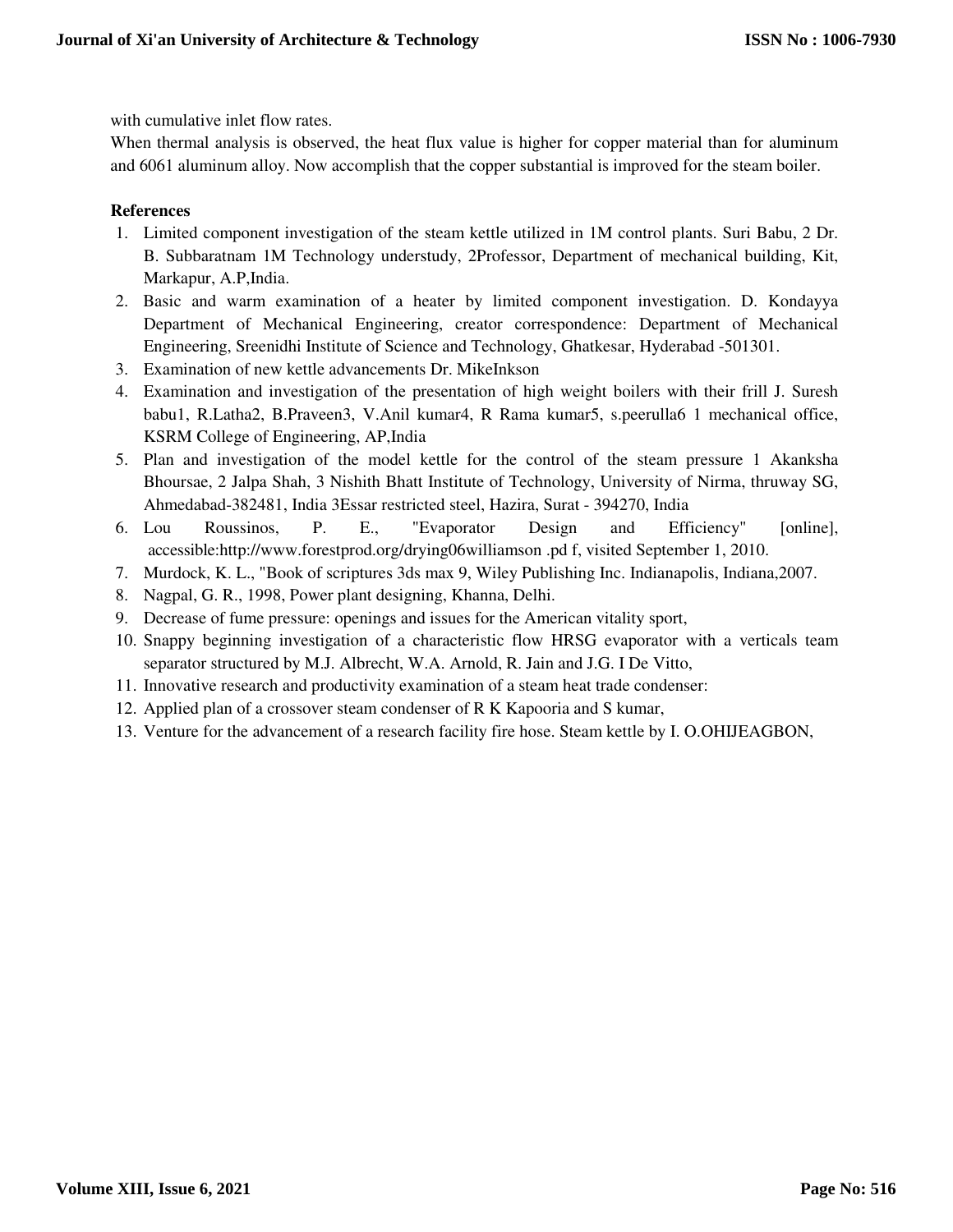with cumulative inlet flow rates.

When thermal analysis is observed, the heat flux value is higher for copper material than for aluminum and 6061 aluminum alloy. Now accomplish that the copper substantial is improved for the steam boiler.

**References**

1. Limited component investigation of the steam kettle utilized in 1M control plants. Suri Babu, 2 Dr. B. Subbaratnam 1M Technology understudy, 2Professor, Department of mechanical building, Kit, Markapur, A.P,India.
2. Basic and warm examination of a heater by limited component investigation. D. Kondayya Department of Mechanical Engineering, creator correspondence: Department of Mechanical Engineering, Sreenidhi Institute of Science and Technology, Ghatkesar, Hyderabad -501301.
3. Examination of new kettle advancements Dr. MikeInkson
4. Examination and investigation of the presentation of high weight boilers with their frill J. Suresh babu1, R.Latha2, B.Praveen3, V.Anil kumar4, R Rama kumar5, s.peerulla6 1 mechanical office, KSRM College of Engineering, AP,India
5. Plan and investigation of the model kettle for the control of the steam pressure 1 Akanksha Bhoursae, 2 Jalpa Shah, 3 Nishith Bhatt Institute of Technology, University of Nirma, thruway SG, Ahmedabad-382481, India 3Essar restricted steel, Hazira, Surat - 394270, India
6. Lou Roussinos, P. E., "Evaporator Design and Efficiency" [online], accessible:http://www.forestprod.org/drying06williamson .pd f, visited September 1, 2010.
7. Murdock, K. L., "Book of scriptures 3ds max 9, Wiley Publishing Inc. Indianapolis, Indiana,2007.
8. Nagpal, G. R., 1998, Power plant designing, Khanna, Delhi.
9. Decrease of fume pressure: openings and issues for the American vitality sport,
10. Snappy beginning investigation of a characteristic flow HRSG evaporator with a verticals team separator structured by M.J. Albrecht, W.A. Arnold, R. Jain and J.G. I De Vitto,
11. Innovative research and productivity examination of a steam heat trade condenser:
12. Applied plan of a crossover steam condenser of R K Kapooria and S kumar,
13. Venture for the advancement of a research facility fire hose. Steam kettle by I. O.OHIJEAGBON,